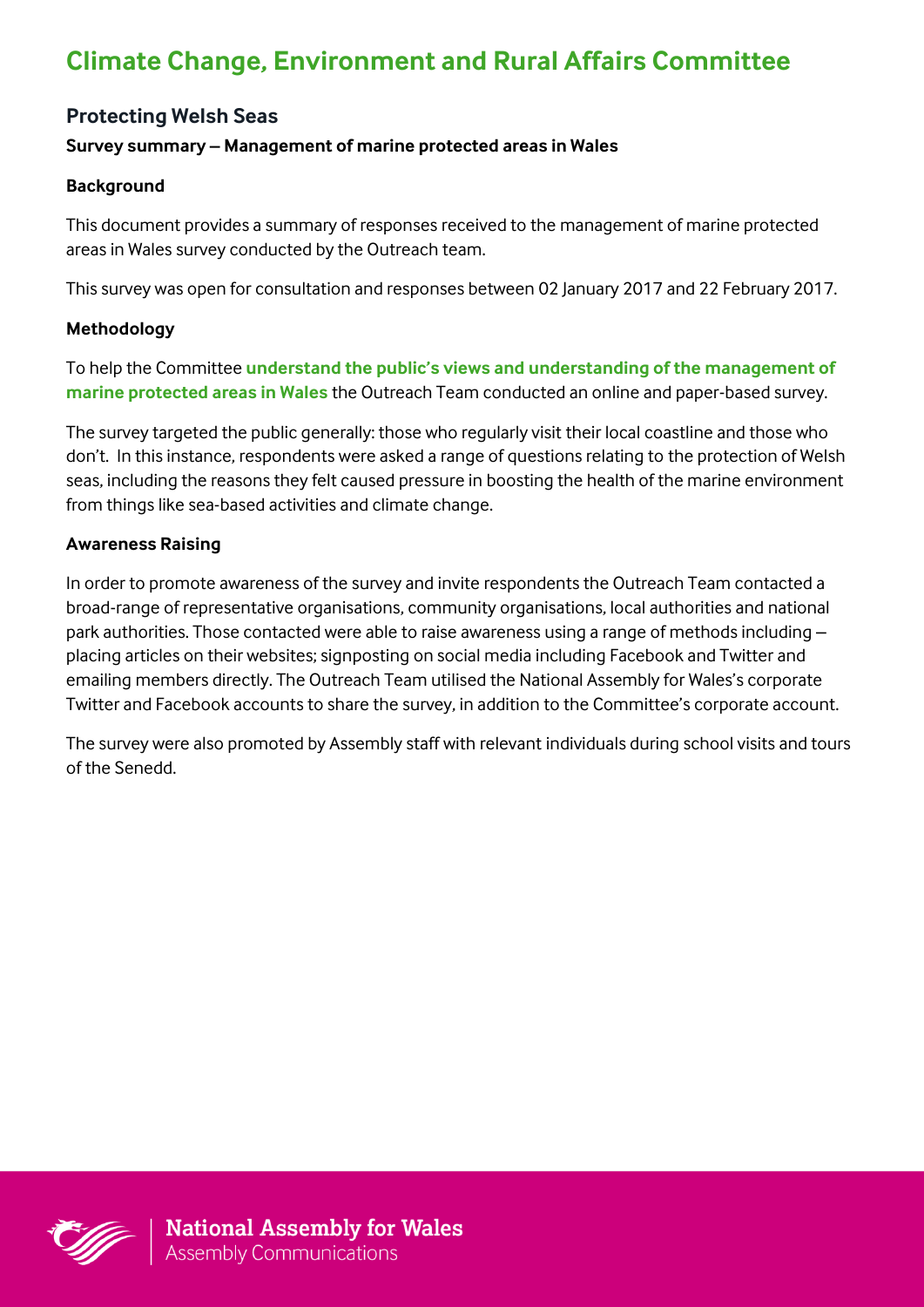# Climate Change, Environment and Rural Affairs Committee

## Protecting Welsh Seas

**Survey summary – Management of marine protected areas in Wales**

**Background**

This document provides a summary of responses received to the management of marine protected areas in Wales survey conducted by the Outreach team.

This survey was open for consultation and responses between 02 January 2017 and 22 February 2017.

**Methodology**

To help the Committee **understand the public's views and understanding of the management of marine protected areas in Wales** the Outreach Team conducted an online and paper-based survey.

The survey targeted the public generally: those who regularly visit their local coastline and those who don't. In this instance, respondents were asked a range of questions relating to the protection of Welsh seas, including the reasons they felt caused pressure in boosting the health of the marine environment from things like sea-based activities and climate change.

**Awareness Raising**

In order to promote awareness of the survey and invite respondents the Outreach Team contacted a broad-range of representative organisations, community organisations, local authorities and national park authorities. Those contacted were able to raise awareness using a range of methods including – placing articles on their websites; signposting on social media including Facebook and Twitter and emailing members directly. The Outreach Team utilised the National Assembly for Wales's corporate Twitter and Facebook accounts to share the survey, in addition to the Committee's corporate account.

The survey were also promoted by Assembly staff with relevant individuals during school visits and tours of the Senedd.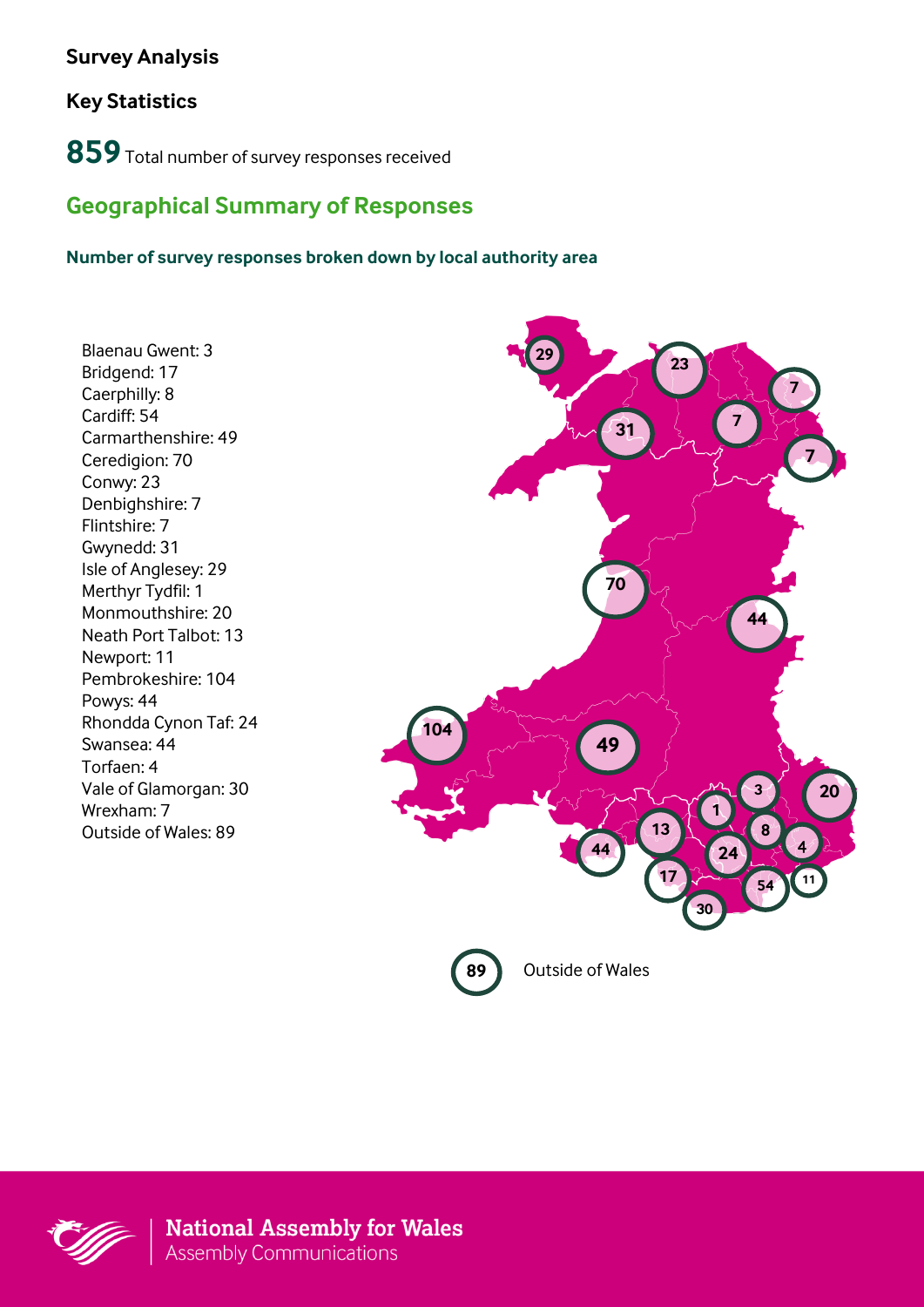## Survey Analysis

### Key Statistics

**859** Total number of survey responses received

## Geographical Summary of Responses

### Number of survey responses broken down by local authority area

Blaenau Gwent: 3
Bridgend: 17
Caerphilly: 8
Cardiff: 54
Carmarthenshire: 49
Ceredigion: 70
Conwy: 23
Denbighshire: 7
Flintshire: 7
Gwynedd: 31
Isle of Anglesey: 29
Merthyr Tydfil: 1
Monmouthshire: 20
Neath Port Talbot: 13
Newport: 11
Pembrokeshire: 104
Powys: 44
Rhondda Cynon Taf: 24
Swansea: 44
Torfaen: 4
Vale of Glamorgan: 30
Wrexham: 7
Outside of Wales: 89

89 Outside of Wales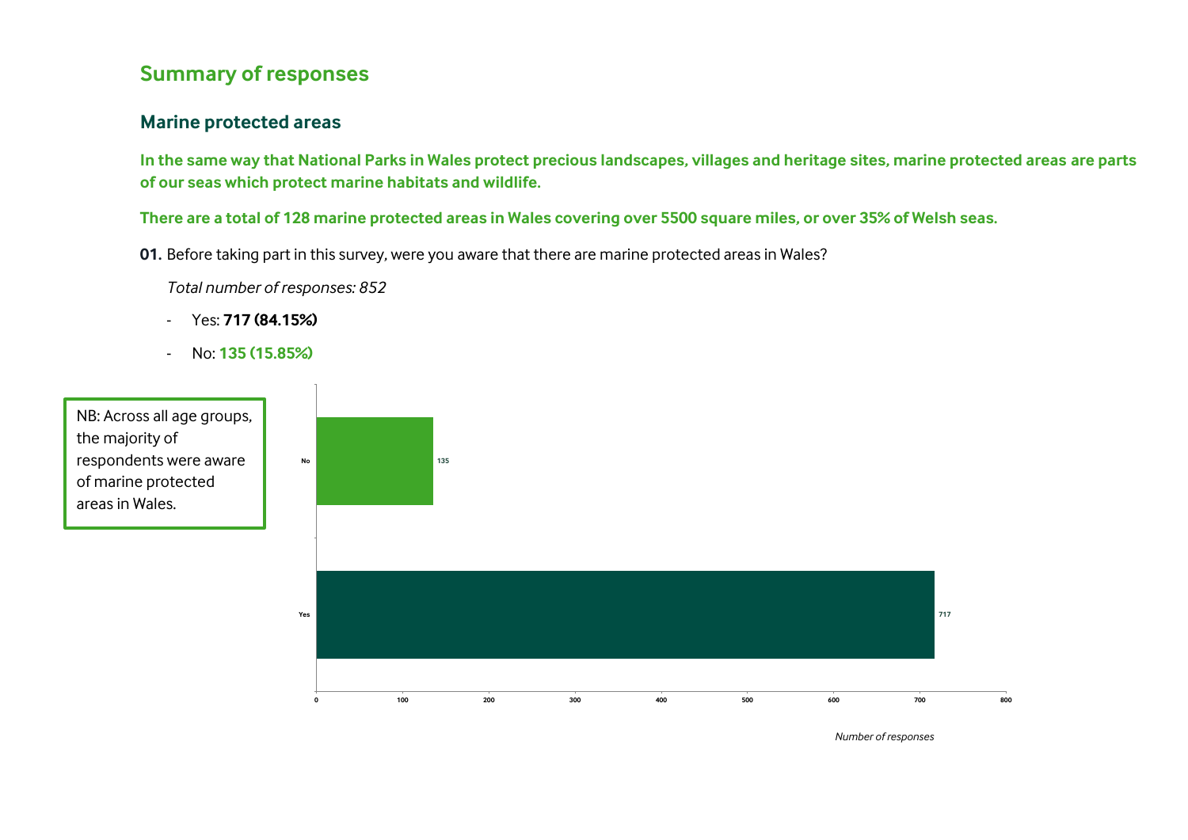## Summary of responses

### Marine protected areas

**In the same way that National Parks in Wales protect precious landscapes, villages and heritage sites, marine protected areas are parts of our seas which protect marine habitats and wildlife.**

**There are a total of 128 marine protected areas in Wales covering over 5500 square miles, or over 35% of Welsh seas.**

**01.** Before taking part in this survey, were you aware that there are marine protected areas in Wales?

*Total number of responses: 852*

- Yes: **717 (84.15%)**
- No: **135 (15.85%)**

NB: Across all age groups, the majority of respondents were aware of marine protected areas in Wales.

| Response | Number of responses |
|---|---|
| No | 135 |
| Yes | 717 |

*Number of responses*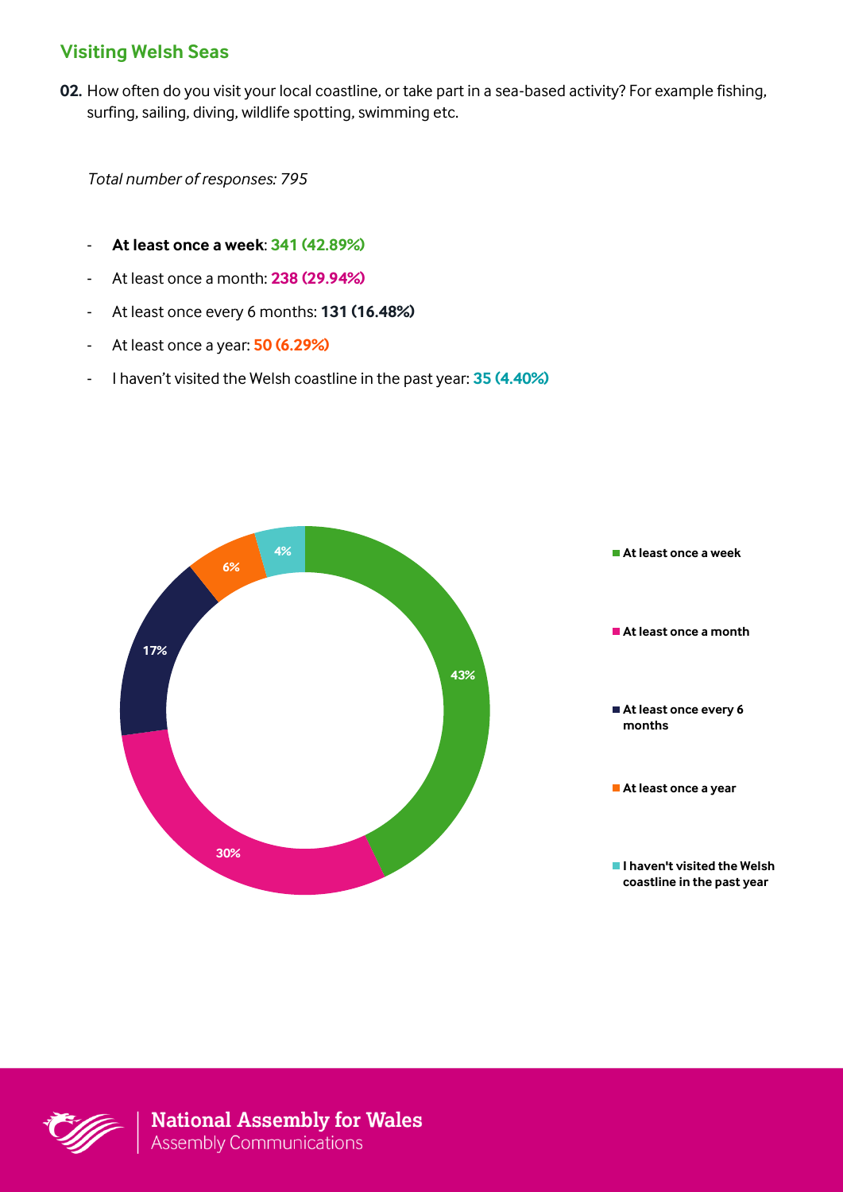## Visiting Welsh Seas

**02.** How often do you visit your local coastline, or take part in a sea-based activity? For example fishing, surfing, sailing, diving, wildlife spotting, swimming etc.

*Total number of responses: 795*

- **At least once a week**: **341 (42.89%)**
- At least once a month: **238 (29.94%)**
- At least once every 6 months: **131 (16.48%)**
- At least once a year: **50 (6.29%)**
- I haven't visited the Welsh coastline in the past year: **35 (4.40%)**

43%
30%
17%
6%
4%

- At least once a week
- At least once a month
- At least once every 6 months
- At least once a year
- I haven't visited the Welsh coastline in the past year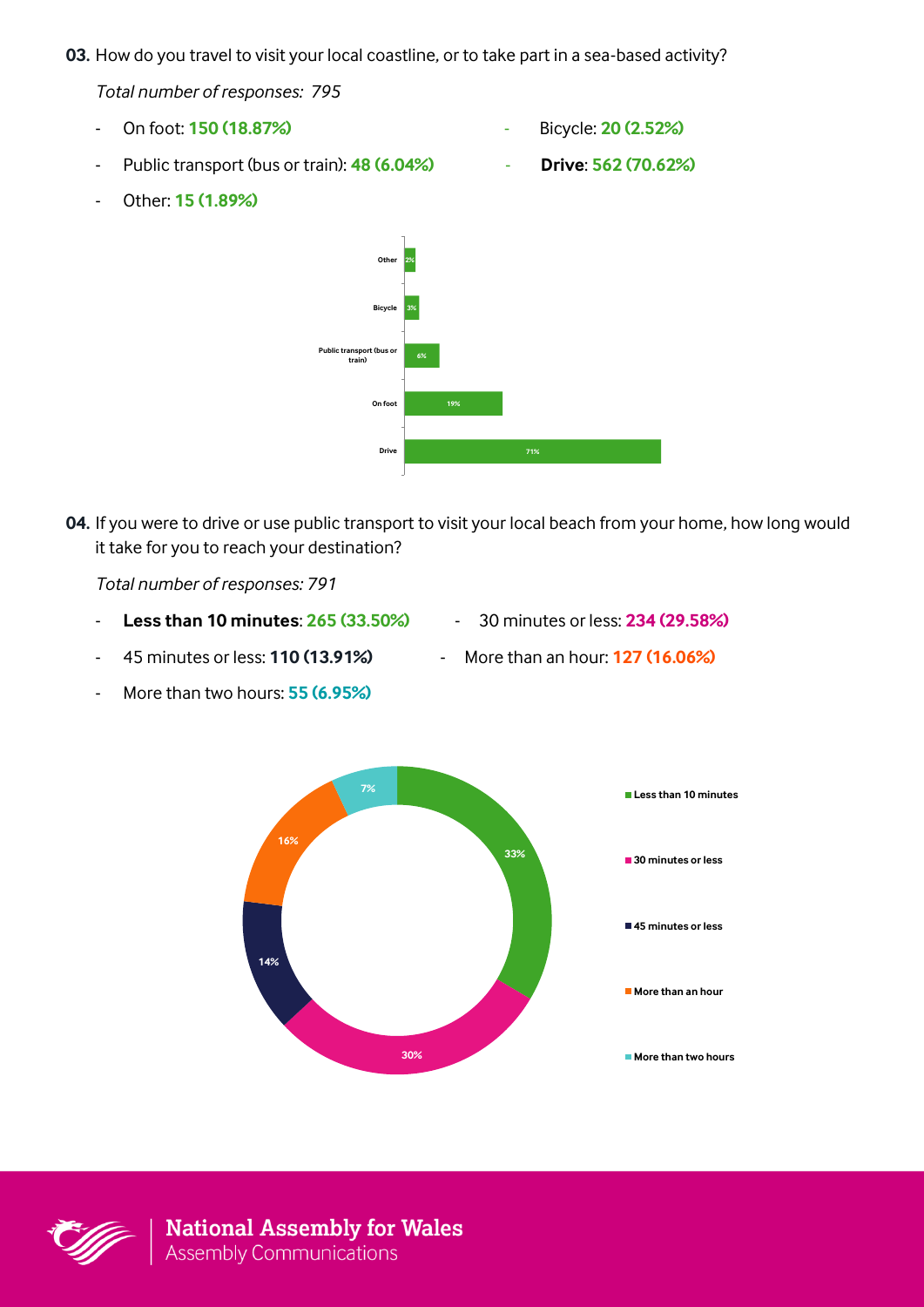**03.** How do you travel to visit your local coastline, or to take part in a sea-based activity?

*Total number of responses: 795*

- On foot: **150 (18.87%)**
- Bicycle: **20 (2.52%)**
- Public transport (bus or train): **48 (6.04%)**
- **Drive**: **562 (70.62%)**
- Other: **15 (1.89%)**

**04.** If you were to drive or use public transport to visit your local beach from your home, how long would it take for you to reach your destination?

*Total number of responses: 791*

- **Less than 10 minutes**: **265 (33.50%)**
- 30 minutes or less: **234 (29.58%)**
- 45 minutes or less: **110 (13.91%)**
- More than an hour: **127 (16.06%)**
- More than two hours: **55 (6.95%)**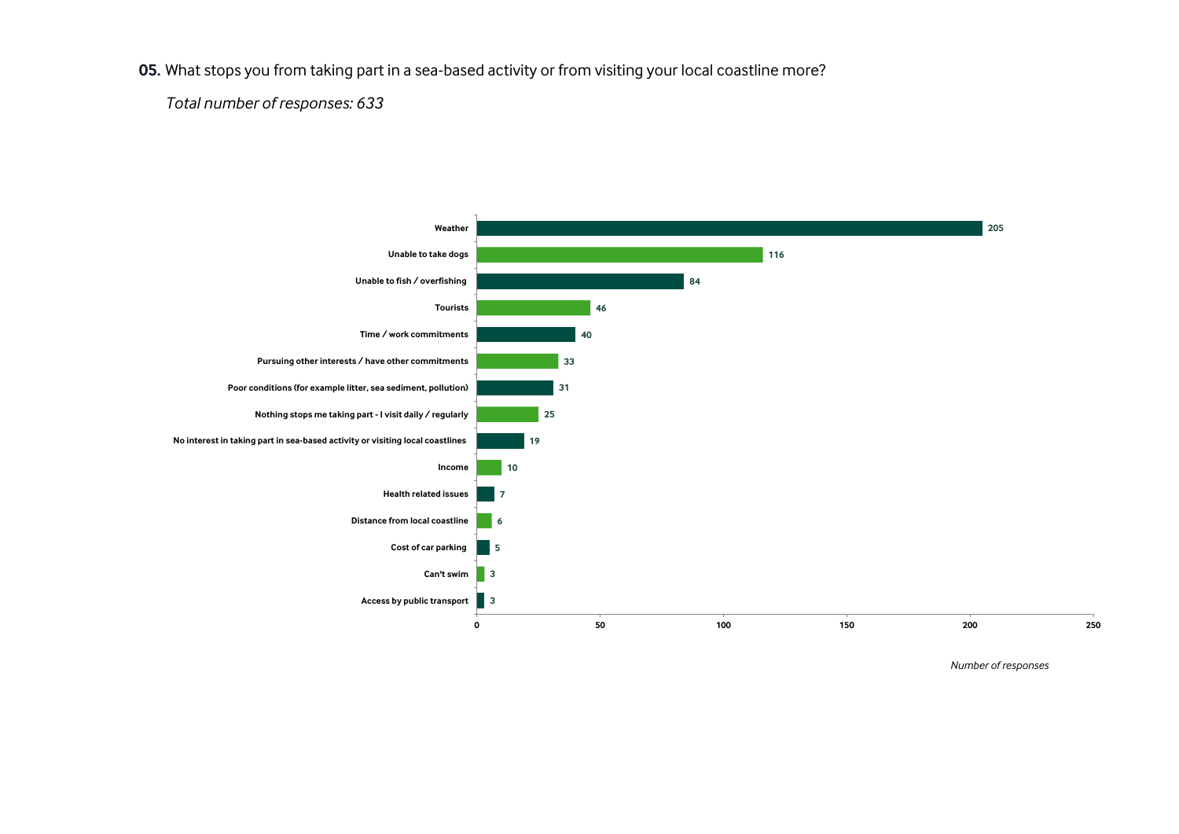**05.** What stops you from taking part in a sea-based activity or from visiting your local coastline more?

*Total number of responses: 633*

| Response | Number of responses |
|---|---|
| Weather | 205 |
| Unable to take dogs | 116 |
| Unable to fish / overfishing | 84 |
| Tourists | 46 |
| Time / work commitments | 40 |
| Pursuing other interests / have other commitments | 33 |
| Poor conditions (for example litter, sea sediment, pollution) | 31 |
| Nothing stops me taking part - I visit daily / regularly | 25 |
| No interest in taking part in sea-based activity or visiting local coastlines | 19 |
| Income | 10 |
| Health related issues | 7 |
| Distance from local coastline | 6 |
| Cost of car parking | 5 |
| Can't swim | 3 |
| Access by public transport | 3 |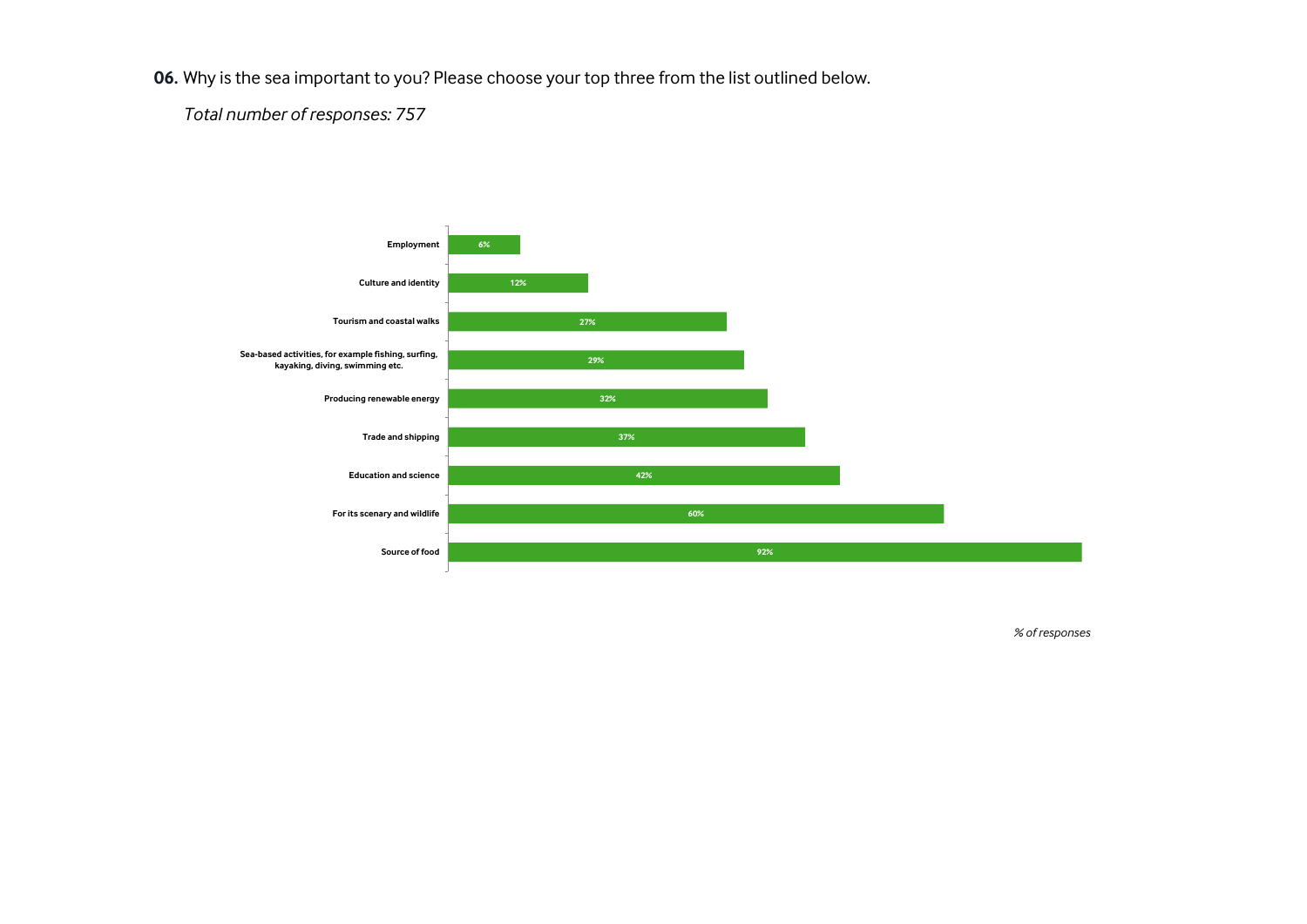**06.** Why is the sea important to you? Please choose your top three from the list outlined below.

*Total number of responses: 757*

| Response | % of responses |
|---|---|
| Employment | 6% |
| Culture and identity | 12% |
| Tourism and coastal walks | 27% |
| Sea-based activities, for example fishing, surfing, kayaking, diving, swimming etc. | 29% |
| Producing renewable energy | 32% |
| Trade and shipping | 37% |
| Education and science | 42% |
| For its scenary and wildlife | 60% |
| Source of food | 92% |

*% of responses*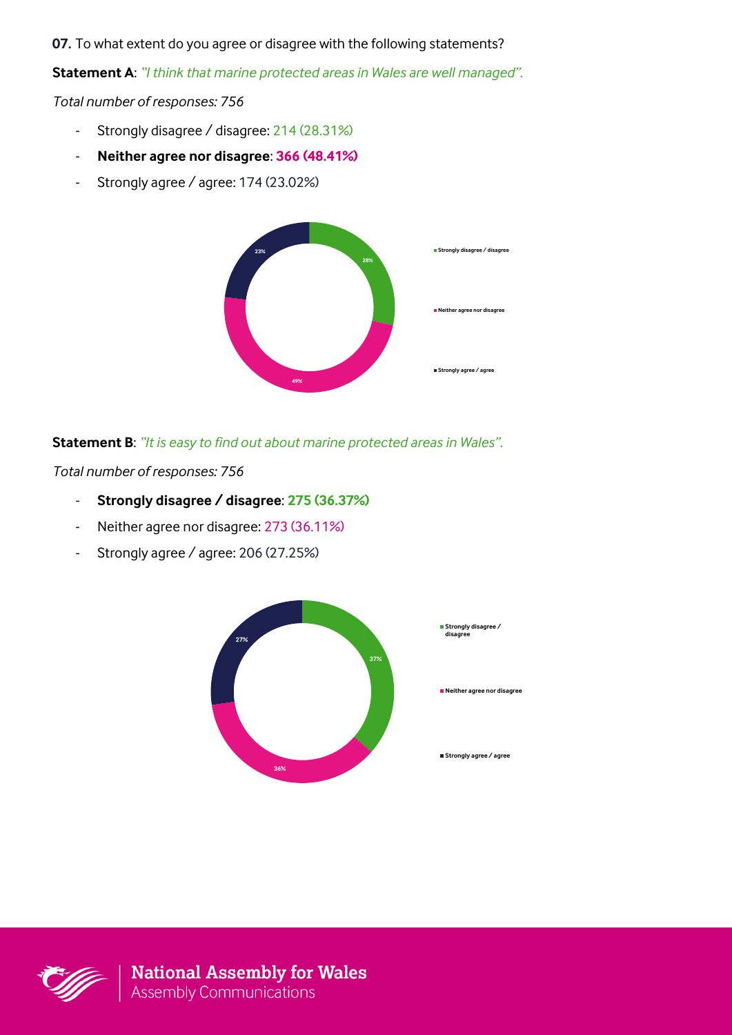**07.** To what extent do you agree or disagree with the following statements?

**Statement A**: *"I think that marine protected areas in Wales are well managed".*

*Total number of responses: 756*

- Strongly disagree / disagree: 214 (28.31%)
- **Neither agree nor disagree**: **366 (48.41%)**
- Strongly agree / agree: 174 (23.02%)

**Statement B**: *"It is easy to find out about marine protected areas in Wales".*

*Total number of responses: 756*

- **Strongly disagree / disagree**: **275 (36.37%)**
- Neither agree nor disagree: 273 (36.11%)
- Strongly agree / agree: 206 (27.25%)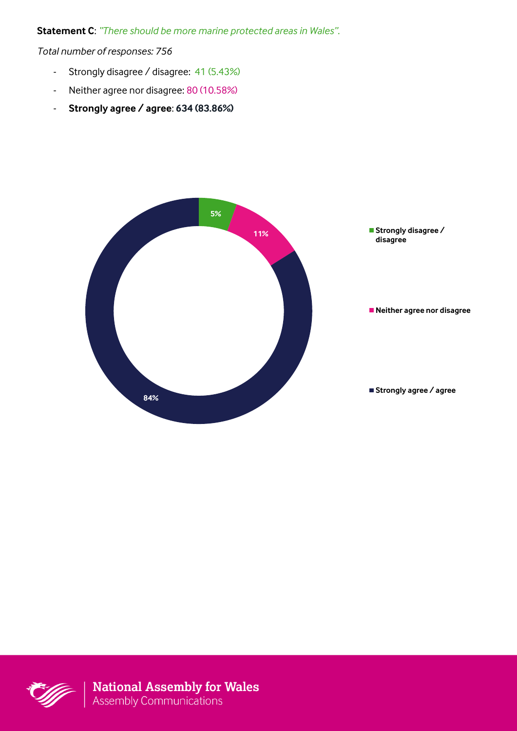**Statement C**: *"There should be more marine protected areas in Wales".*

*Total number of responses: 756*

- Strongly disagree / disagree: 41 (5.43%)
- Neither agree nor disagree: 80 (10.58%)
- **Strongly agree / agree**: **634 (83.86%)**

5%
11%
84%

Strongly disagree / disagree

Neither agree nor disagree

Strongly agree / agree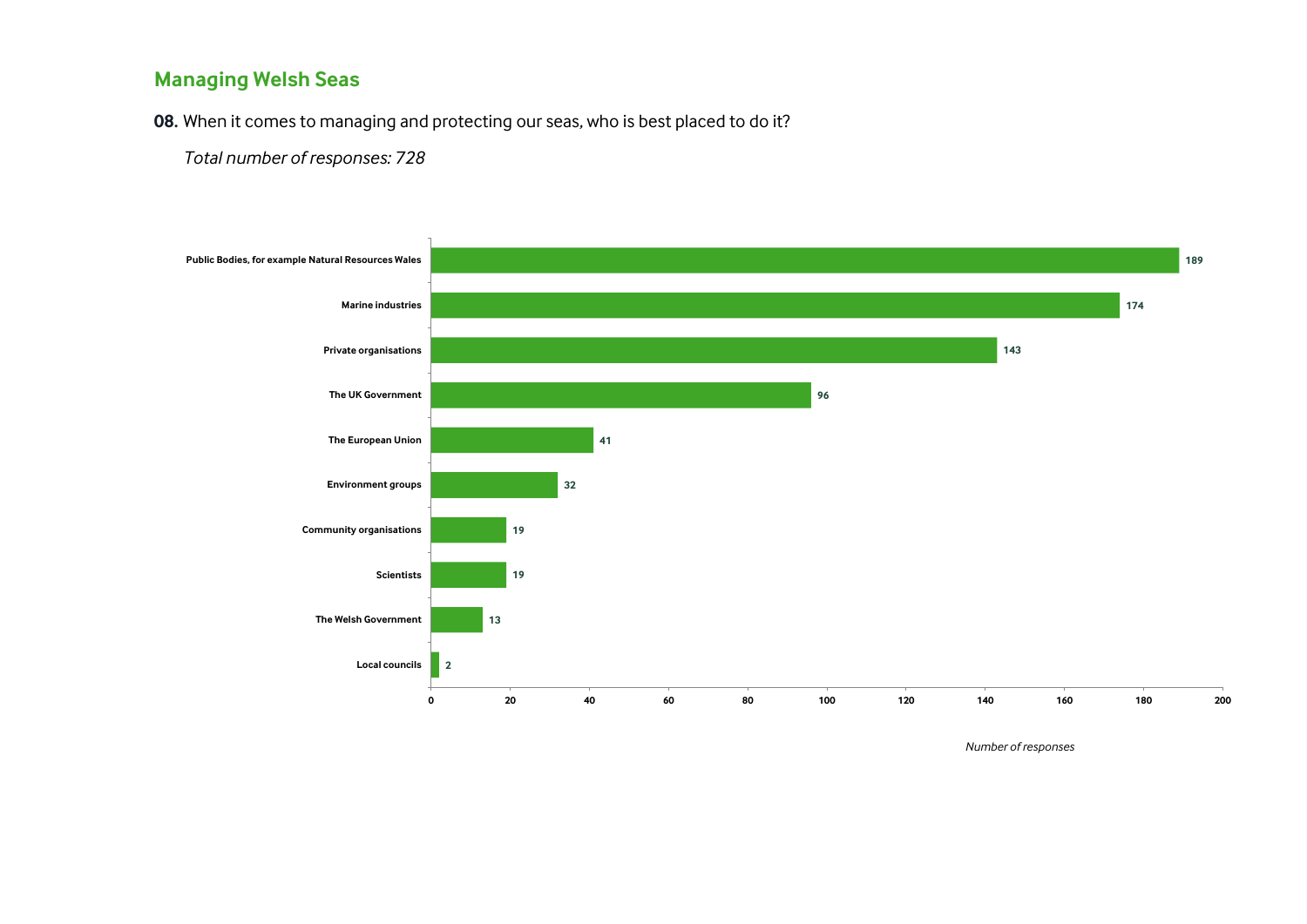## Managing Welsh Seas

**08.** When it comes to managing and protecting our seas, who is best placed to do it?

*Total number of responses: 728*

| Response | Number of responses |
|---|---|
| Public Bodies, for example Natural Resources Wales | 189 |
| Marine industries | 174 |
| Private organisations | 143 |
| The UK Government | 96 |
| The European Union | 41 |
| Environment groups | 32 |
| Community organisations | 19 |
| Scientists | 19 |
| The Welsh Government | 13 |
| Local councils | 2 |

*Number of responses*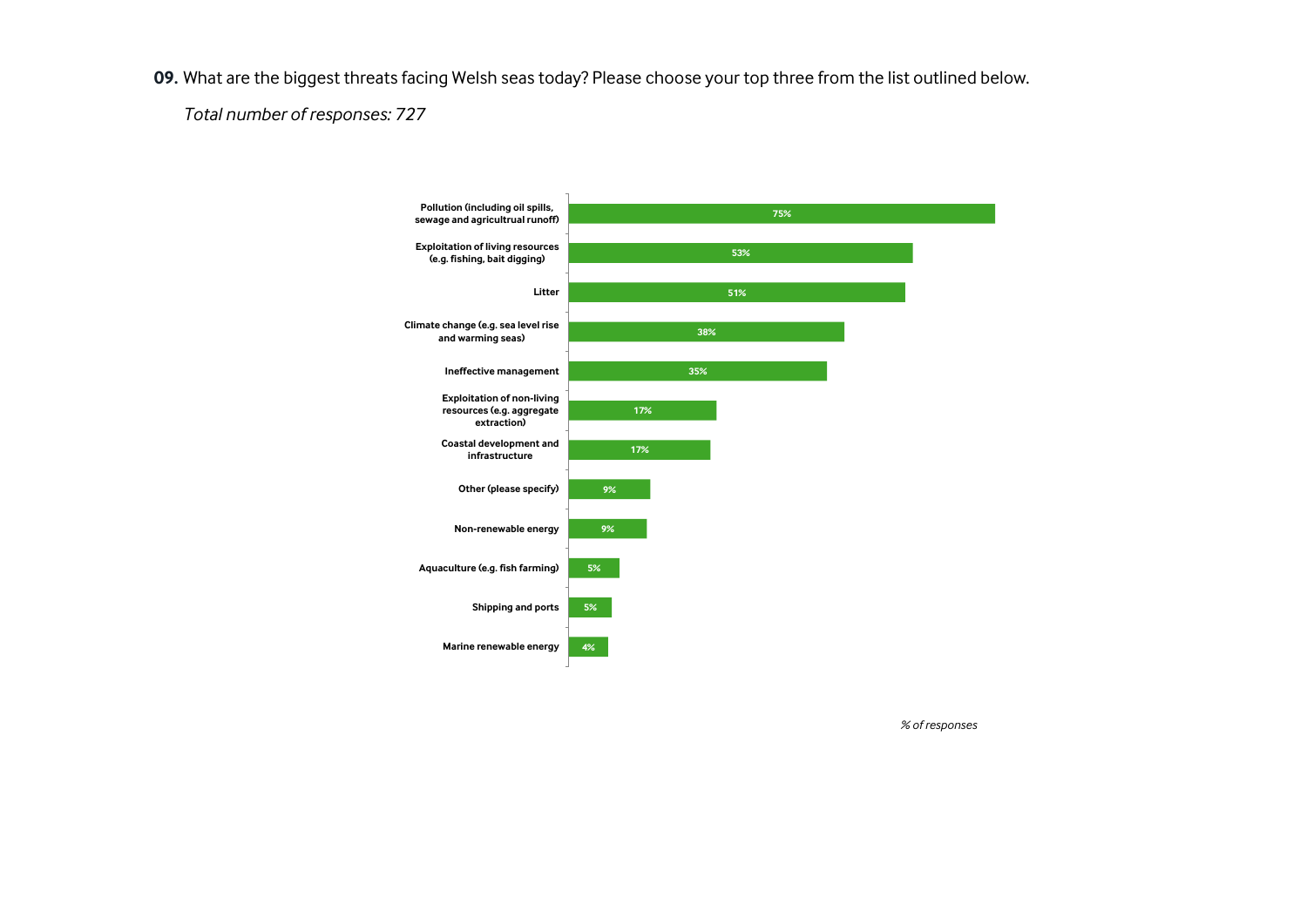**09.** What are the biggest threats facing Welsh seas today? Please choose your top three from the list outlined below.

*Total number of responses: 727*

| Threat | % of responses |
| --- | --- |
| Pollution (including oil spills, sewage and agricultrual runoff) | 75% |
| Exploitation of living resources (e.g. fishing, bait digging) | 53% |
| Litter | 51% |
| Climate change (e.g. sea level rise and warming seas) | 38% |
| Ineffective management | 35% |
| Exploitation of non-living resources (e.g. aggregate extraction) | 17% |
| Coastal development and infrastructure | 17% |
| Other (please specify) | 9% |
| Non-renewable energy | 9% |
| Aquaculture (e.g. fish farming) | 5% |
| Shipping and ports | 5% |
| Marine renewable energy | 4% |

*% of responses*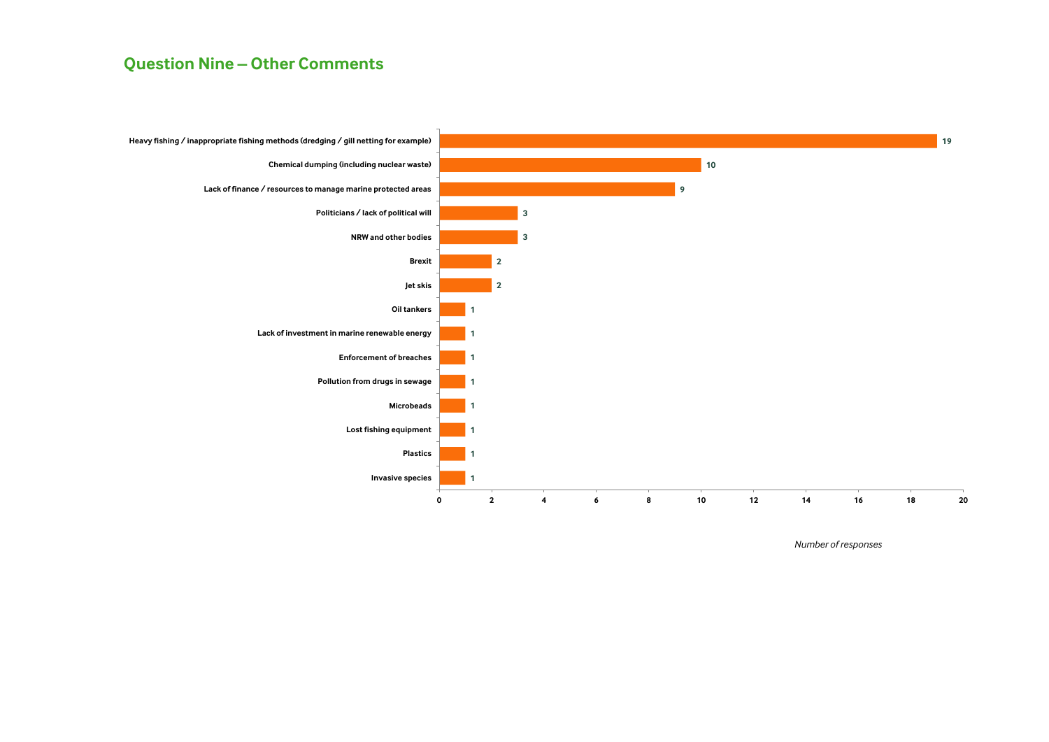## Question Nine – Other Comments

| Comment | Number of responses |
| --- | --- |
| Heavy fishing / inappropriate fishing methods (dredging / gill netting for example) | 19 |
| Chemical dumping (including nuclear waste) | 10 |
| Lack of finance / resources to manage marine protected areas | 9 |
| Politicians / lack of political will | 3 |
| NRW and other bodies | 3 |
| Brexit | 2 |
| Jet skis | 2 |
| Oil tankers | 1 |
| Lack of investment in marine renewable energy | 1 |
| Enforcement of breaches | 1 |
| Pollution from drugs in sewage | 1 |
| Microbeads | 1 |
| Lost fishing equipment | 1 |
| Plastics | 1 |
| Invasive species | 1 |

*Number of responses*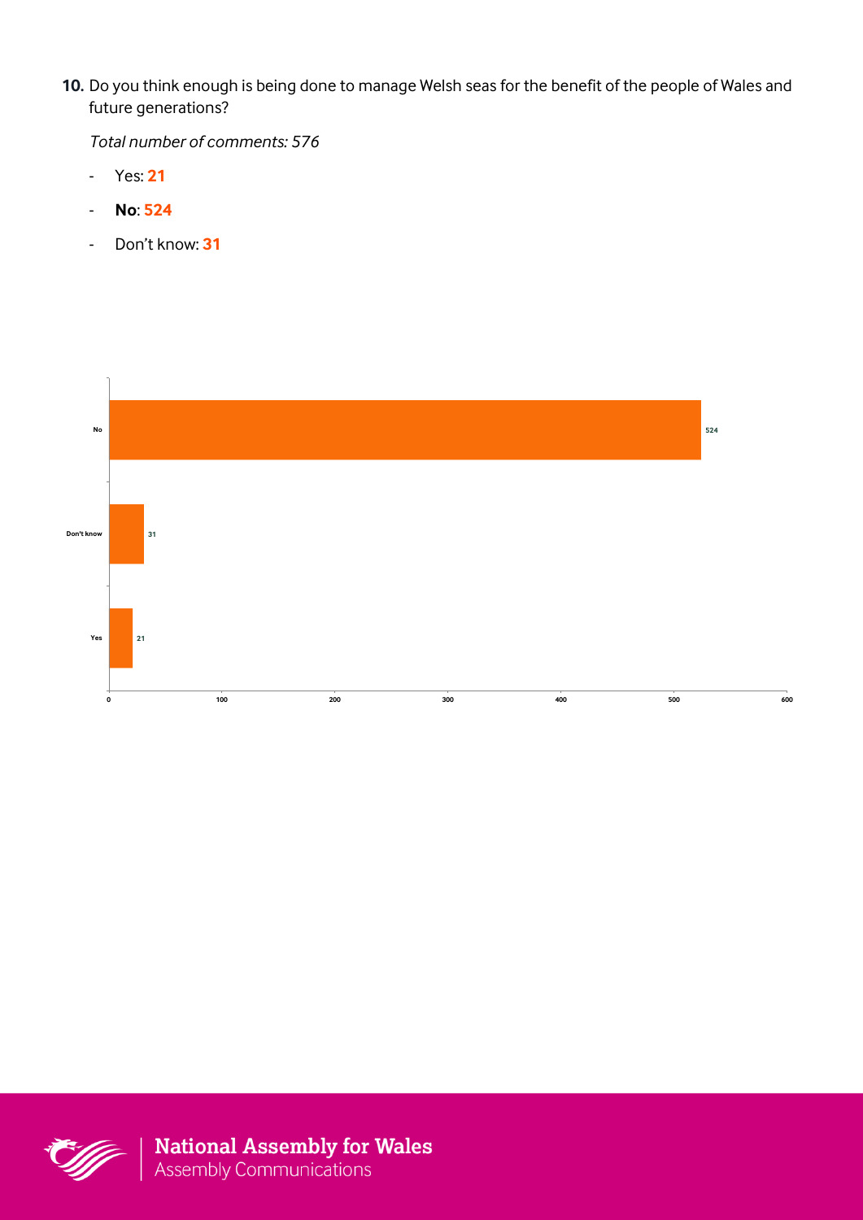10. Do you think enough is being done to manage Welsh seas for the benefit of the people of Wales and future generations?

*Total number of comments: 576*

- Yes: **21**
- **No**: **524**
- Don't know: **31**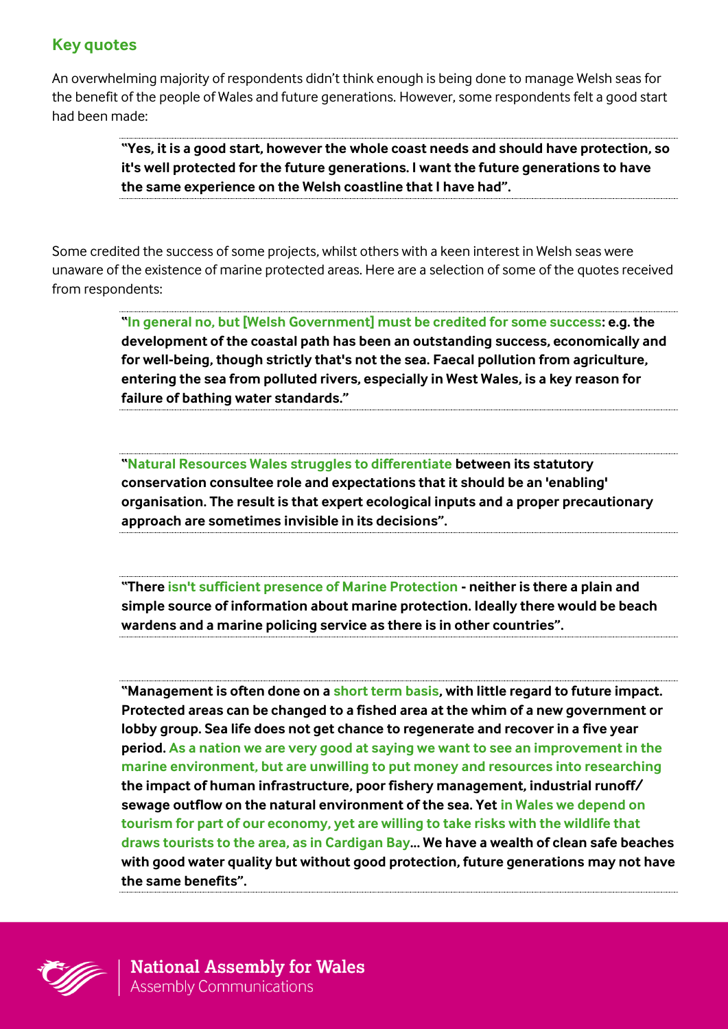## Key quotes

An overwhelming majority of respondents didn't think enough is being done to manage Welsh seas for the benefit of the people of Wales and future generations. However, some respondents felt a good start had been made:

> **"Yes, it is a good start, however the whole coast needs and should have protection, so it's well protected for the future generations. I want the future generations to have the same experience on the Welsh coastline that I have had".**

Some credited the success of some projects, whilst others with a keen interest in Welsh seas were unaware of the existence of marine protected areas. Here are a selection of some of the quotes received from respondents:

> **"In general no, but [Welsh Government] must be credited for some success: e.g. the development of the coastal path has been an outstanding success, economically and for well-being, though strictly that's not the sea. Faecal pollution from agriculture, entering the sea from polluted rivers, especially in West Wales, is a key reason for failure of bathing water standards."**

> **"Natural Resources Wales struggles to differentiate between its statutory conservation consultee role and expectations that it should be an 'enabling' organisation. The result is that expert ecological inputs and a proper precautionary approach are sometimes invisible in its decisions".**

> **"There isn't sufficient presence of Marine Protection - neither is there a plain and simple source of information about marine protection. Ideally there would be beach wardens and a marine policing service as there is in other countries".**

> **"Management is often done on a short term basis, with little regard to future impact. Protected areas can be changed to a fished area at the whim of a new government or lobby group. Sea life does not get chance to regenerate and recover in a five year period. As a nation we are very good at saying we want to see an improvement in the marine environment, but are unwilling to put money and resources into researching the impact of human infrastructure, poor fishery management, industrial runoff/ sewage outflow on the natural environment of the sea. Yet in Wales we depend on tourism for part of our economy, yet are willing to take risks with the wildlife that draws tourists to the area, as in Cardigan Bay... We have a wealth of clean safe beaches with good water quality but without good protection, future generations may not have the same benefits".**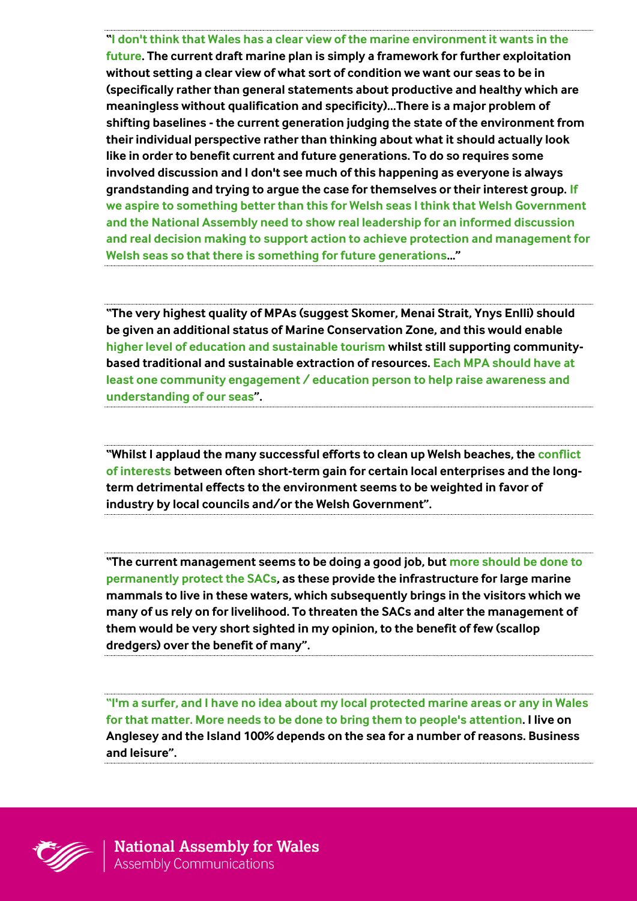**"I don't think that Wales has a clear view of the marine environment it wants in the future. The current draft marine plan is simply a framework for further exploitation without setting a clear view of what sort of condition we want our seas to be in (specifically rather than general statements about productive and healthy which are meaningless without qualification and specificity)...There is a major problem of shifting baselines - the current generation judging the state of the environment from their individual perspective rather than thinking about what it should actually look like in order to benefit current and future generations. To do so requires some involved discussion and I don't see much of this happening as everyone is always grandstanding and trying to argue the case for themselves or their interest group. If we aspire to something better than this for Welsh seas I think that Welsh Government and the National Assembly need to show real leadership for an informed discussion and real decision making to support action to achieve protection and management for Welsh seas so that there is something for future generations..."**

---

**"The very highest quality of MPAs (suggest Skomer, Menai Strait, Ynys Enlli) should be given an additional status of Marine Conservation Zone, and this would enable higher level of education and sustainable tourism whilst still supporting community-based traditional and sustainable extraction of resources. Each MPA should have at least one community engagement / education person to help raise awareness and understanding of our seas".**

---

**"Whilst I applaud the many successful efforts to clean up Welsh beaches, the conflict of interests between often short-term gain for certain local enterprises and the long-term detrimental effects to the environment seems to be weighted in favor of industry by local councils and/or the Welsh Government".**

---

**"The current management seems to be doing a good job, but more should be done to permanently protect the SACs, as these provide the infrastructure for large marine mammals to live in these waters, which subsequently brings in the visitors which we many of us rely on for livelihood. To threaten the SACs and alter the management of them would be very short sighted in my opinion, to the benefit of few (scallop dredgers) over the benefit of many".**

---

**"I'm a surfer, and I have no idea about my local protected marine areas or any in Wales for that matter. More needs to be done to bring them to people's attention. I live on Anglesey and the Island 100% depends on the sea for a number of reasons. Business and leisure".**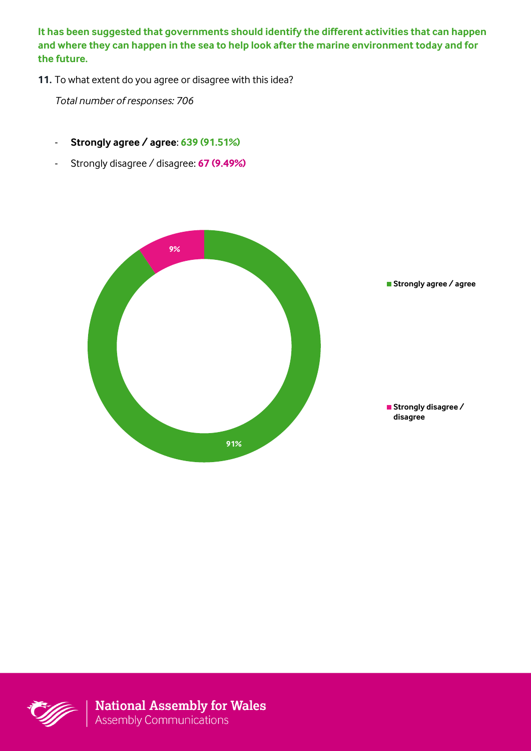**It has been suggested that governments should identify the different activities that can happen and where they can happen in the sea to help look after the marine environment today and for the future.**

**11.** To what extent do you agree or disagree with this idea?

*Total number of responses: 706*

- **Strongly agree / agree**: **639 (91.51%)**
- Strongly disagree / disagree: **67 (9.49%)**

9%

91%

Strongly agree / agree

Strongly disagree / disagree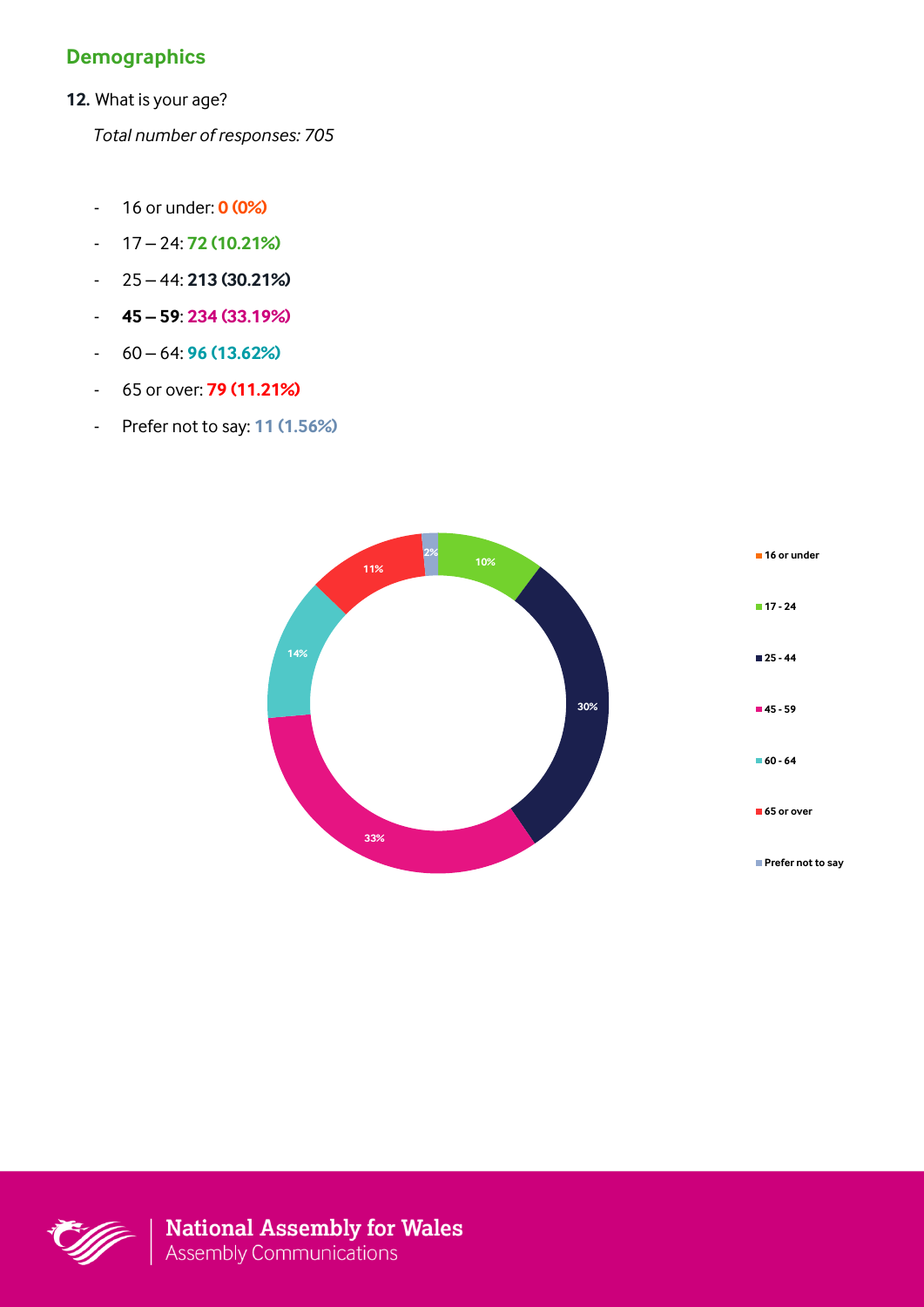## Demographics

**12.** What is your age?

*Total number of responses: 705*

- 16 or under: **0 (0%)**
- 17 – 24: **72 (10.21%)**
- 25 – 44: **213 (30.21%)**
- **45 – 59**: **234 (33.19%)**
- 60 – 64: **96 (13.62%)**
- 65 or over: **79 (11.21%)**
- Prefer not to say: **11 (1.56%)**

2%
10%
30%
33%
14%
11%

16 or under
17 - 24
25 - 44
45 - 59
60 - 64
65 or over
Prefer not to say